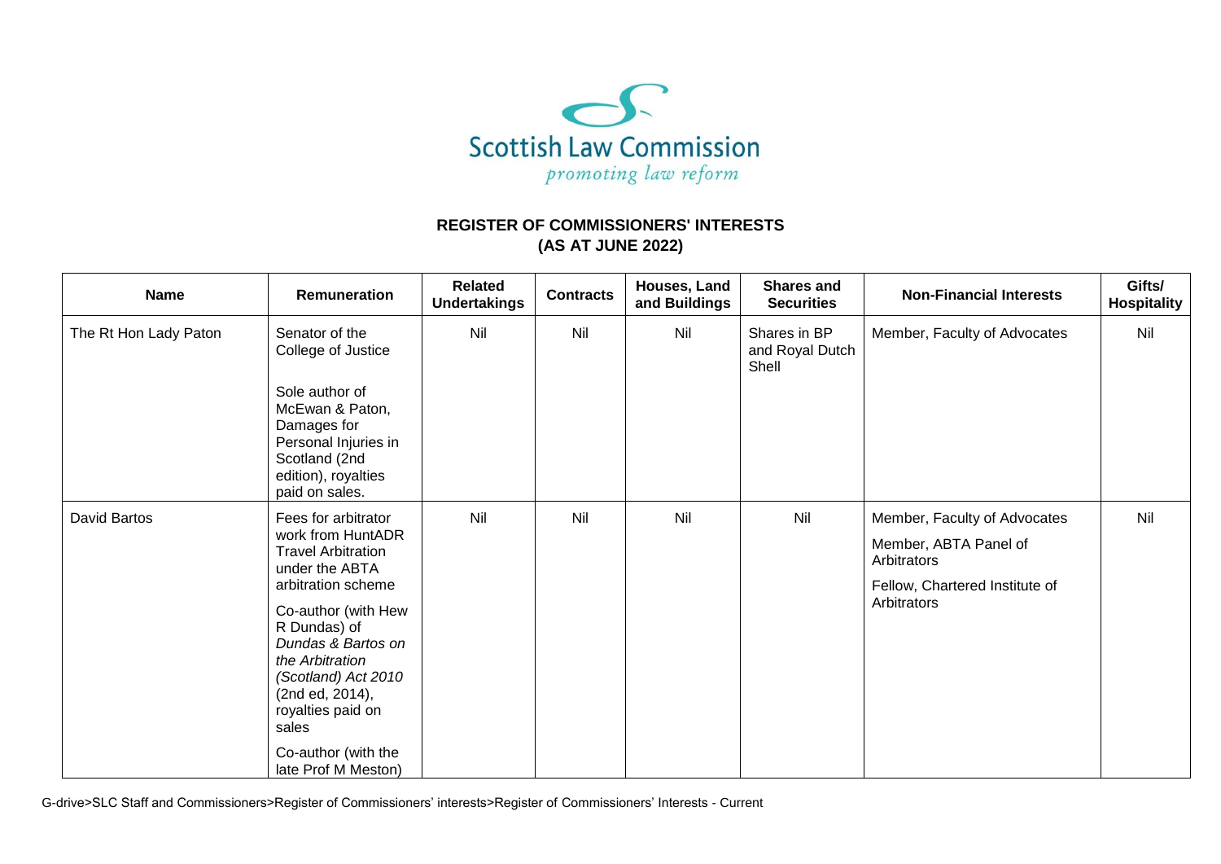Scottish Law Commission

*promoting law reform*

## REGISTER OF COMMISSIONERS' INTERESTS
## (AS AT JUNE 2022)

| Name | Remuneration | Related Undertakings | Contracts | Houses, Land and Buildings | Shares and Securities | Non-Financial Interests | Gifts/ Hospitality |
|---|---|---|---|---|---|---|---|
| The Rt Hon Lady Paton | Senator of the College of Justice<br><br>Sole author of McEwan & Paton, Damages for Personal Injuries in Scotland (2nd edition), royalties paid on sales. | Nil | Nil | Nil | Shares in BP and Royal Dutch Shell | Member, Faculty of Advocates | Nil |
| David Bartos | Fees for arbitrator work from HuntADR Travel Arbitration under the ABTA arbitration scheme<br><br>Co-author (with Hew R Dundas) of *Dundas & Bartos on the Arbitration (Scotland) Act 2010* (2nd ed, 2014), royalties paid on sales<br><br>Co-author (with the late Prof M Meston) | Nil | Nil | Nil | Nil | Member, Faculty of Advocates<br><br>Member, ABTA Panel of Arbitrators<br><br>Fellow, Chartered Institute of Arbitrators | Nil |

G-drive>SLC Staff and Commissioners>Register of Commissioners' interests>Register of Commissioners' Interests - Current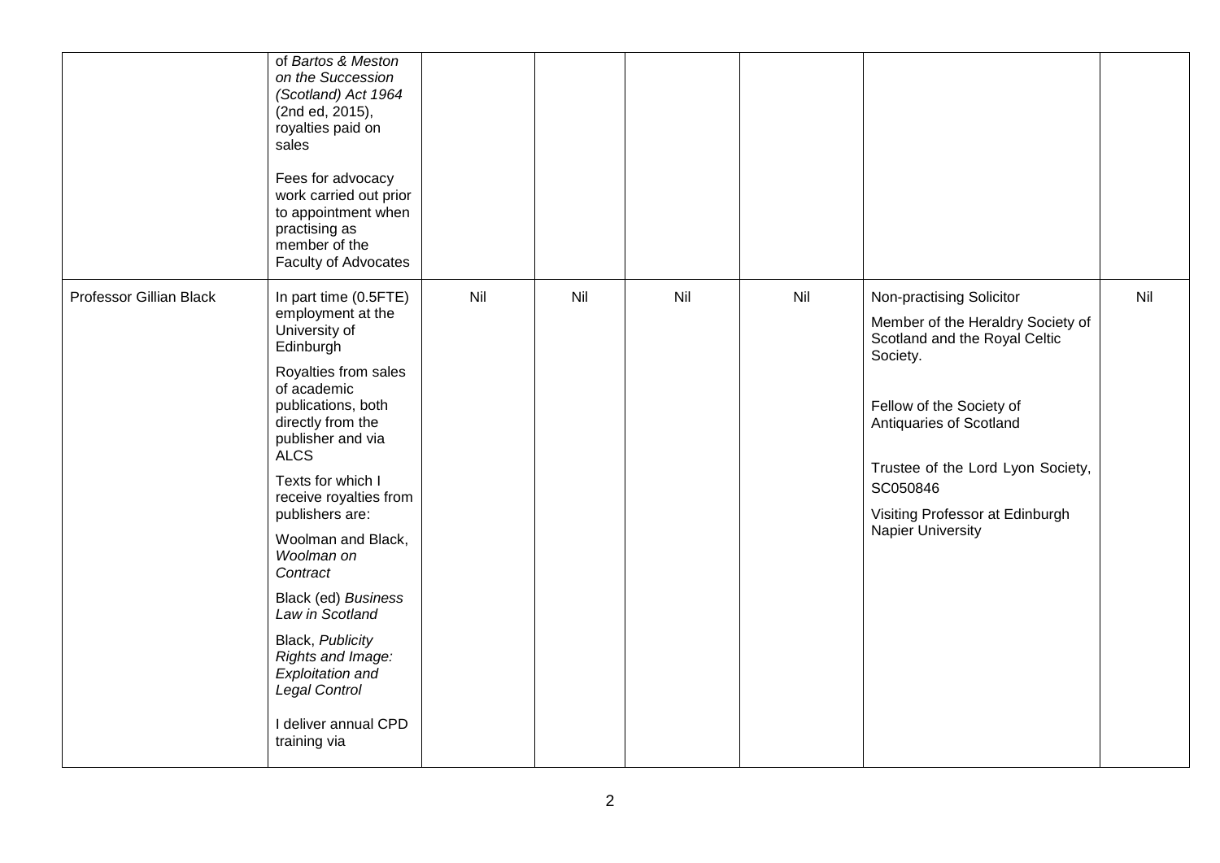| | | | | | | | |
|---|---|---|---|---|---|---|---|
| | of *Bartos & Meston on the Succession (Scotland) Act 1964* (2nd ed, 2015), royalties paid on sales<br><br>Fees for advocacy work carried out prior to appointment when practising as member of the Faculty of Advocates | | | | | | |
| Professor Gillian Black | In part time (0.5FTE) employment at the University of Edinburgh<br><br>Royalties from sales of academic publications, both directly from the publisher and via ALCS<br><br>Texts for which I receive royalties from publishers are:<br><br>Woolman and Black, *Woolman on Contract*<br><br>Black (ed) *Business Law in Scotland*<br><br>Black, *Publicity Rights and Image: Exploitation and Legal Control*<br><br>I deliver annual CPD training via | Nil | Nil | Nil | Nil | Non-practising Solicitor<br><br>Member of the Heraldry Society of Scotland and the Royal Celtic Society.<br><br>Fellow of the Society of Antiquaries of Scotland<br><br>Trustee of the Lord Lyon Society, SC050846<br><br>Visiting Professor at Edinburgh Napier University | Nil |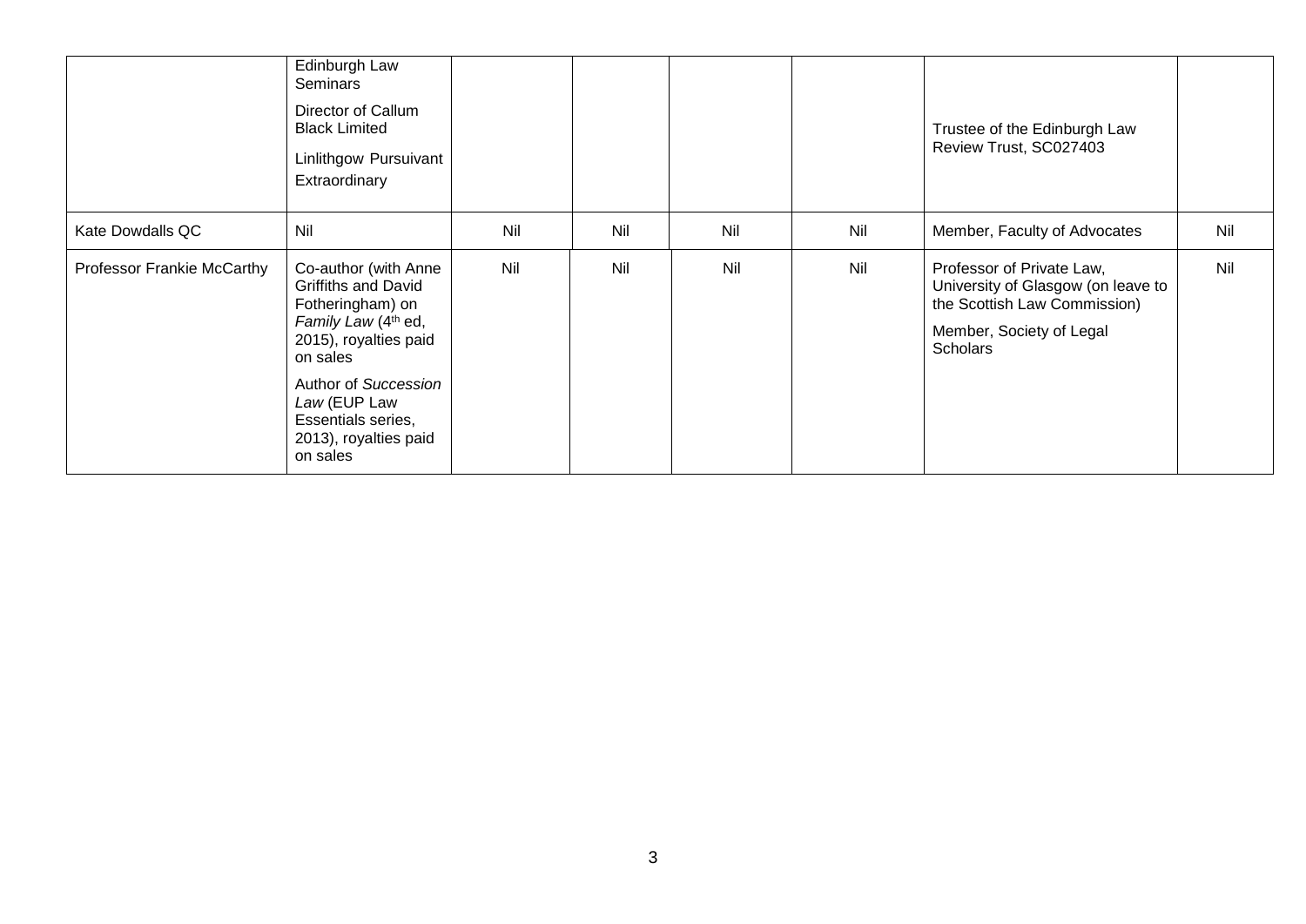| | | | | | | | |
|---|---|---|---|---|---|---|---|
| | Edinburgh Law Seminars<br><br>Director of Callum Black Limited<br><br>Linlithgow Pursuivant Extraordinary | | | | | Trustee of the Edinburgh Law Review Trust, SC027403 | |
| Kate Dowdalls QC | Nil | Nil | Nil | Nil | Nil | Member, Faculty of Advocates | Nil |
| Professor Frankie McCarthy | Co-author (with Anne Griffiths and David Fotheringham) on *Family Law* (4th ed, 2015), royalties paid on sales<br><br>Author of *Succession Law* (EUP Law Essentials series, 2013), royalties paid on sales | Nil | Nil | Nil | Nil | Professor of Private Law, University of Glasgow (on leave to the Scottish Law Commission)<br><br>Member, Society of Legal Scholars | Nil |